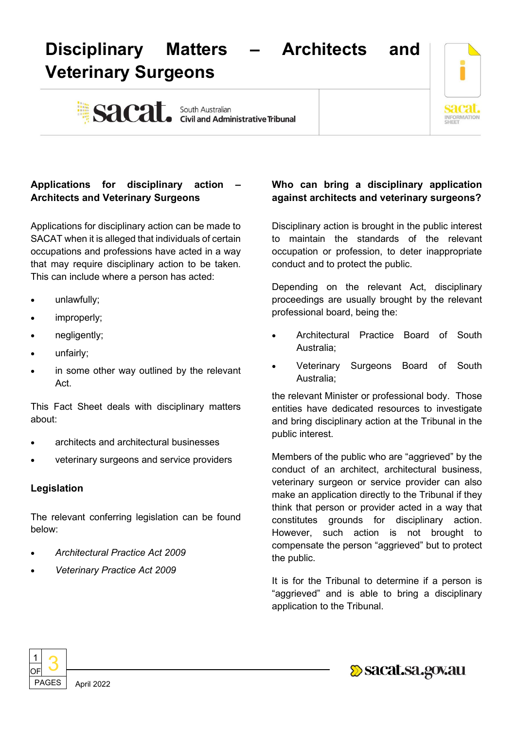# Disciplinary Matters – Architects and Veterinary Surgeons

South Australian Civil and Administrative Tribunal

## Applications for disciplinary action – Architects and Veterinary Surgeons

Applications for disciplinary action can be made to SACAT when it is alleged that individuals of certain occupations and professions have acted in a way that may require disciplinary action to be taken. This can include where a person has acted:

- unlawfully;
- improperly;
- negligently;
- unfairly;
- in some other way outlined by the relevant Act.

This Fact Sheet deals with disciplinary matters about:

- architects and architectural businesses
- veterinary surgeons and service providers

## Legislation

The relevant conferring legislation can be found below:

- *Architectural Practice Act 2009*
- *Veterinary Practice Act 2009*

## Who can bring a disciplinary application against architects and veterinary surgeons?

Disciplinary action is brought in the public interest to maintain the standards of the relevant occupation or profession, to deter inappropriate conduct and to protect the public.

Depending on the relevant Act, disciplinary proceedings are usually brought by the relevant professional board, being the:

- Architectural Practice Board of South Australia;
- Veterinary Surgeons Board of South Australia;

the relevant Minister or professional body. Those entities have dedicated resources to investigate and bring disciplinary action at the Tribunal in the public interest.

Members of the public who are "aggrieved" by the conduct of an architect, architectural business, veterinary surgeon or service provider can also make an application directly to the Tribunal if they think that person or provider acted in a way that constitutes grounds for disciplinary action. However, such action is not brought to compensate the person "aggrieved" but to protect the public.

It is for the Tribunal to determine if a person is "aggrieved" and is able to bring a disciplinary application to the Tribunal.

April 2022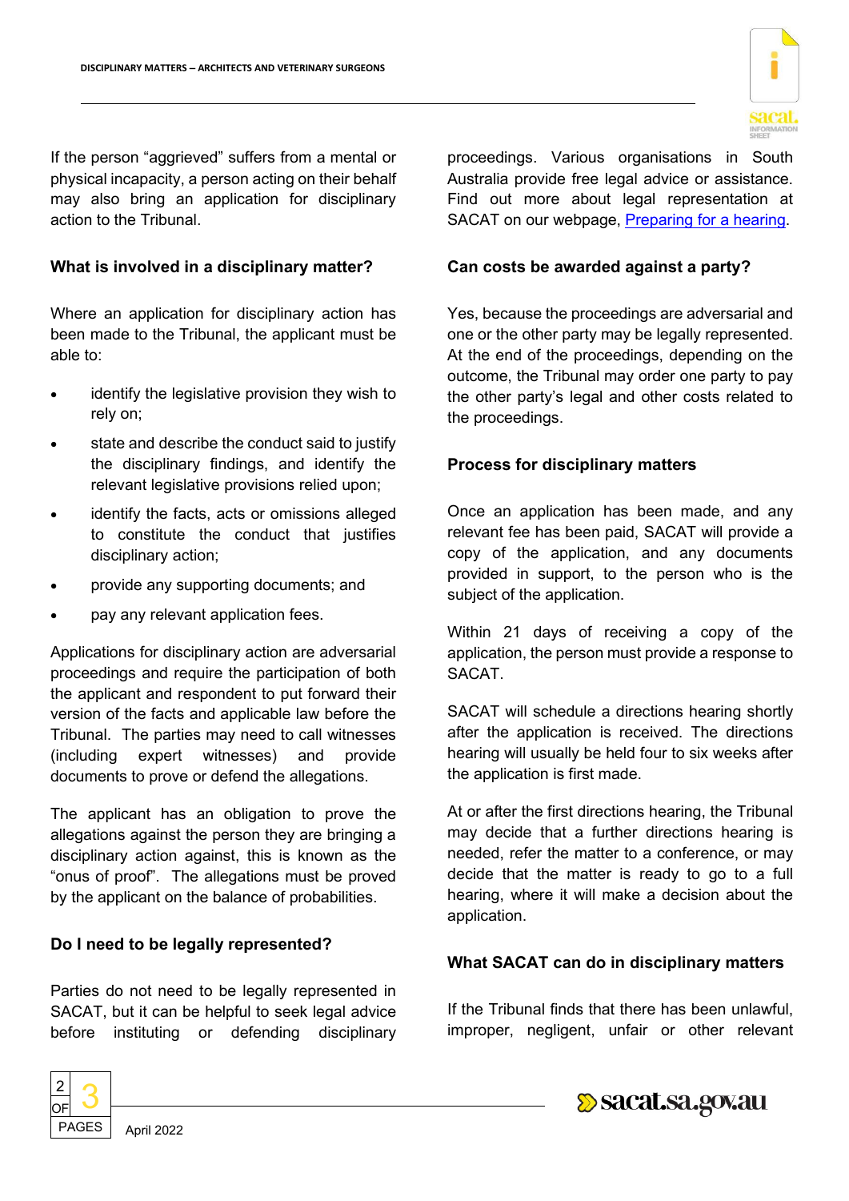If the person "aggrieved" suffers from a mental or physical incapacity, a person acting on their behalf may also bring an application for disciplinary action to the Tribunal.

## What is involved in a disciplinary matter?

Where an application for disciplinary action has been made to the Tribunal, the applicant must be able to:

- identify the legislative provision they wish to rely on;
- state and describe the conduct said to justify the disciplinary findings, and identify the relevant legislative provisions relied upon;
- identify the facts, acts or omissions alleged to constitute the conduct that justifies disciplinary action;
- provide any supporting documents; and
- pay any relevant application fees.

Applications for disciplinary action are adversarial proceedings and require the participation of both the applicant and respondent to put forward their version of the facts and applicable law before the Tribunal. The parties may need to call witnesses (including expert witnesses) and provide documents to prove or defend the allegations.

The applicant has an obligation to prove the allegations against the person they are bringing a disciplinary action against, this is known as the "onus of proof". The allegations must be proved by the applicant on the balance of probabilities.

## Do I need to be legally represented?

Parties do not need to be legally represented in SACAT, but it can be helpful to seek legal advice before instituting or defending disciplinary proceedings. Various organisations in South Australia provide free legal advice or assistance. Find out more about legal representation at SACAT on our webpage, [Preparing for a hearing](Preparing for a hearing).

## Can costs be awarded against a party?

Yes, because the proceedings are adversarial and one or the other party may be legally represented. At the end of the proceedings, depending on the outcome, the Tribunal may order one party to pay the other party's legal and other costs related to the proceedings.

## Process for disciplinary matters

Once an application has been made, and any relevant fee has been paid, SACAT will provide a copy of the application, and any documents provided in support, to the person who is the subject of the application.

Within 21 days of receiving a copy of the application, the person must provide a response to SACAT.

SACAT will schedule a directions hearing shortly after the application is received. The directions hearing will usually be held four to six weeks after the application is first made.

At or after the first directions hearing, the Tribunal may decide that a further directions hearing is needed, refer the matter to a conference, or may decide that the matter is ready to go to a full hearing, where it will make a decision about the application.

## What SACAT can do in disciplinary matters

If the Tribunal finds that there has been unlawful, improper, negligent, unfair or other relevant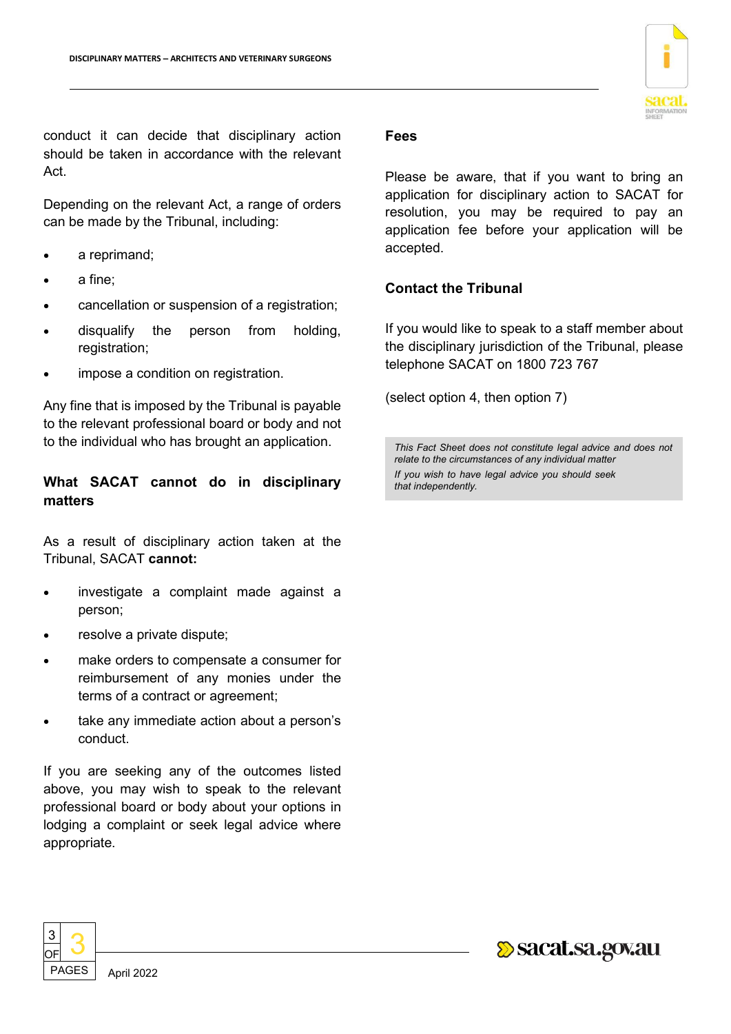conduct it can decide that disciplinary action should be taken in accordance with the relevant Act.

Depending on the relevant Act, a range of orders can be made by the Tribunal, including:

- a reprimand;
- a fine;
- cancellation or suspension of a registration;
- disqualify the person from holding, registration;
- impose a condition on registration.

Any fine that is imposed by the Tribunal is payable to the relevant professional board or body and not to the individual who has brought an application.

## What SACAT cannot do in disciplinary matters

As a result of disciplinary action taken at the Tribunal, SACAT **cannot:**

- investigate a complaint made against a person;
- resolve a private dispute;
- make orders to compensate a consumer for reimbursement of any monies under the terms of a contract or agreement;
- take any immediate action about a person's conduct.

If you are seeking any of the outcomes listed above, you may wish to speak to the relevant professional board or body about your options in lodging a complaint or seek legal advice where appropriate.

## Fees

Please be aware, that if you want to bring an application for disciplinary action to SACAT for resolution, you may be required to pay an application fee before your application will be accepted.

## Contact the Tribunal

If you would like to speak to a staff member about the disciplinary jurisdiction of the Tribunal, please telephone SACAT on 1800 723 767

(select option 4, then option 7)

*This Fact Sheet does not constitute legal advice and does not relate to the circumstances of any individual matter*

*If you wish to have legal advice you should seek that independently.*

April 2022